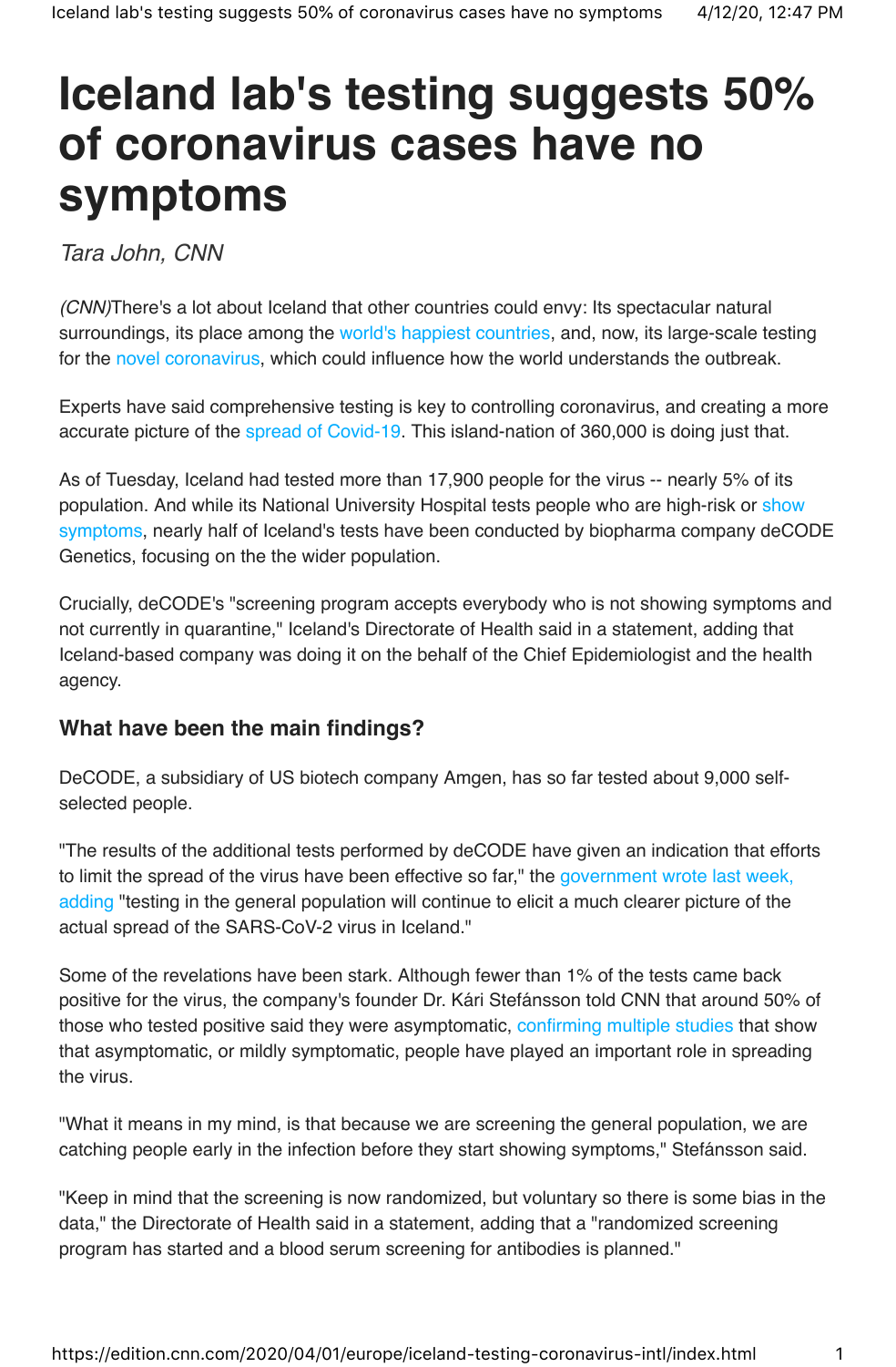# Iceland lab's testing suggests 50% of coronavirus cases have no symptoms

*Tara John, CNN*

*(CNN)*There's a lot about Iceland that other countries could envy: Its spectacular natural surroundings, its place among the world's happiest countries, and, now, its large-scale testing for the novel coronavirus, which could influence how the world understands the outbreak.

Experts have said comprehensive testing is key to controlling coronavirus, and creating a more accurate picture of the spread of Covid-19. This island-nation of 360,000 is doing just that.

As of Tuesday, Iceland had tested more than 17,900 people for the virus -- nearly 5% of its population. And while its National University Hospital tests people who are high-risk or show symptoms, nearly half of Iceland's tests have been conducted by biopharma company deCODE Genetics, focusing on the the wider population.

Crucially, deCODE's "screening program accepts everybody who is not showing symptoms and not currently in quarantine," Iceland's Directorate of Health said in a statement, adding that Iceland-based company was doing it on the behalf of the Chief Epidemiologist and the health agency.

### What have been the main findings?

DeCODE, a subsidiary of US biotech company Amgen, has so far tested about 9,000 self-selected people.

"The results of the additional tests performed by deCODE have given an indication that efforts to limit the spread of the virus have been effective so far," the government wrote last week, adding "testing in the general population will continue to elicit a much clearer picture of the actual spread of the SARS-CoV-2 virus in Iceland."

Some of the revelations have been stark. Although fewer than 1% of the tests came back positive for the virus, the company's founder Dr. Kári Stefánsson told CNN that around 50% of those who tested positive said they were asymptomatic, confirming multiple studies that show that asymptomatic, or mildly symptomatic, people have played an important role in spreading the virus.

"What it means in my mind, is that because we are screening the general population, we are catching people early in the infection before they start showing symptoms," Stefánsson said.

"Keep in mind that the screening is now randomized, but voluntary so there is some bias in the data," the Directorate of Health said in a statement, adding that a "randomized screening program has started and a blood serum screening for antibodies is planned."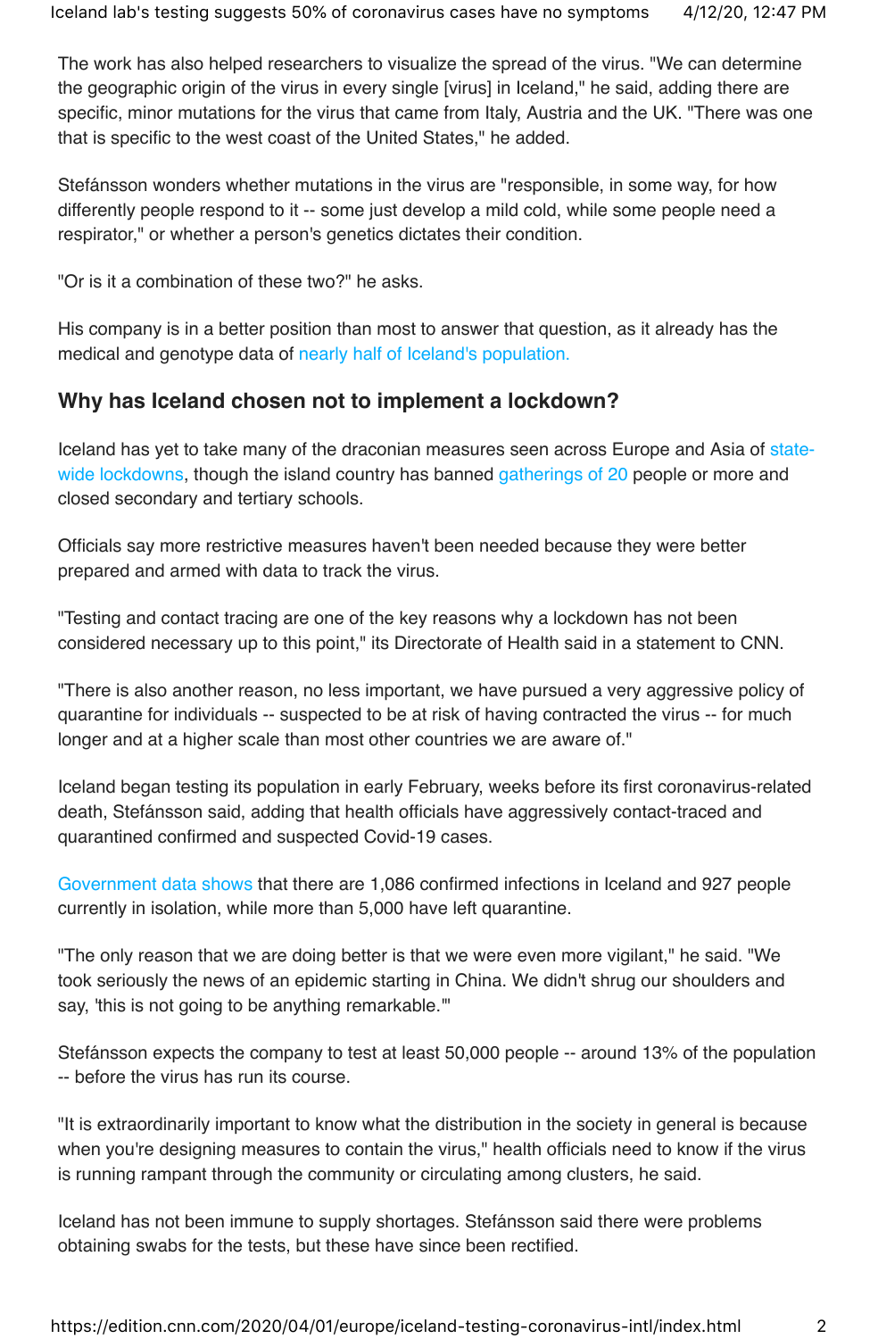The work has also helped researchers to visualize the spread of the virus. "We can determine the geographic origin of the virus in every single [virus] in Iceland," he said, adding there are specific, minor mutations for the virus that came from Italy, Austria and the UK. "There was one that is specific to the west coast of the United States," he added.

Stefánsson wonders whether mutations in the virus are "responsible, in some way, for how differently people respond to it -- some just develop a mild cold, while some people need a respirator," or whether a person's genetics dictates their condition.

"Or is it a combination of these two?" he asks.

His company is in a better position than most to answer that question, as it already has the medical and genotype data of nearly half of Iceland's population.

## Why has Iceland chosen not to implement a lockdown?

Iceland has yet to take many of the draconian measures seen across Europe and Asia of state-wide lockdowns, though the island country has banned gatherings of 20 people or more and closed secondary and tertiary schools.

Officials say more restrictive measures haven't been needed because they were better prepared and armed with data to track the virus.

"Testing and contact tracing are one of the key reasons why a lockdown has not been considered necessary up to this point," its Directorate of Health said in a statement to CNN.

"There is also another reason, no less important, we have pursued a very aggressive policy of quarantine for individuals -- suspected to be at risk of having contracted the virus -- for much longer and at a higher scale than most other countries we are aware of."

Iceland began testing its population in early February, weeks before its first coronavirus-related death, Stefánsson said, adding that health officials have aggressively contact-traced and quarantined confirmed and suspected Covid-19 cases.

Government data shows that there are 1,086 confirmed infections in Iceland and 927 people currently in isolation, while more than 5,000 have left quarantine.

"The only reason that we are doing better is that we were even more vigilant," he said. "We took seriously the news of an epidemic starting in China. We didn't shrug our shoulders and say, 'this is not going to be anything remarkable.'"

Stefánsson expects the company to test at least 50,000 people -- around 13% of the population -- before the virus has run its course.

"It is extraordinarily important to know what the distribution in the society in general is because when you're designing measures to contain the virus," health officials need to know if the virus is running rampant through the community or circulating among clusters, he said.

Iceland has not been immune to supply shortages. Stefánsson said there were problems obtaining swabs for the tests, but these have since been rectified.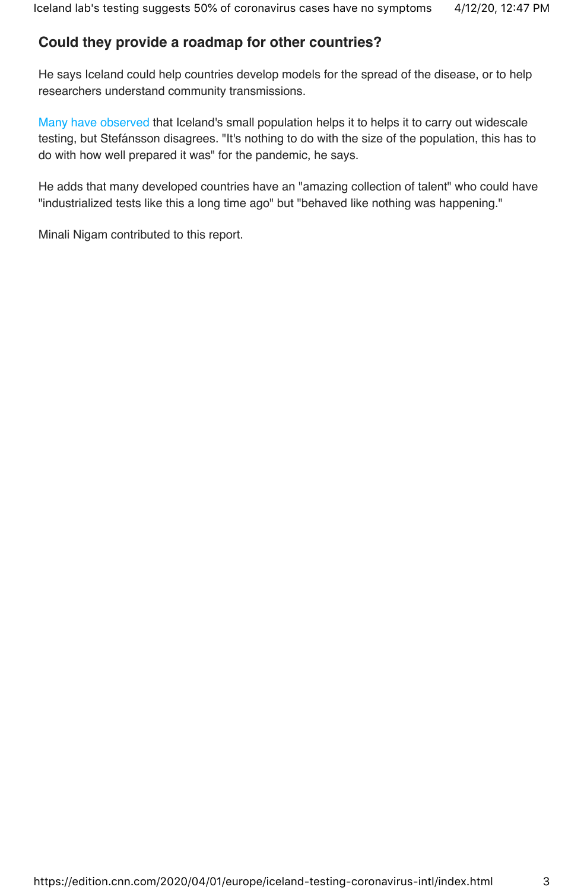## Could they provide a roadmap for other countries?

He says Iceland could help countries develop models for the spread of the disease, or to help researchers understand community transmissions.

Many have observed that Iceland's small population helps it to helps it to carry out widescale testing, but Stefánsson disagrees. "It's nothing to do with the size of the population, this has to do with how well prepared it was" for the pandemic, he says.

He adds that many developed countries have an "amazing collection of talent" who could have "industrialized tests like this a long time ago" but "behaved like nothing was happening."

Minali Nigam contributed to this report.